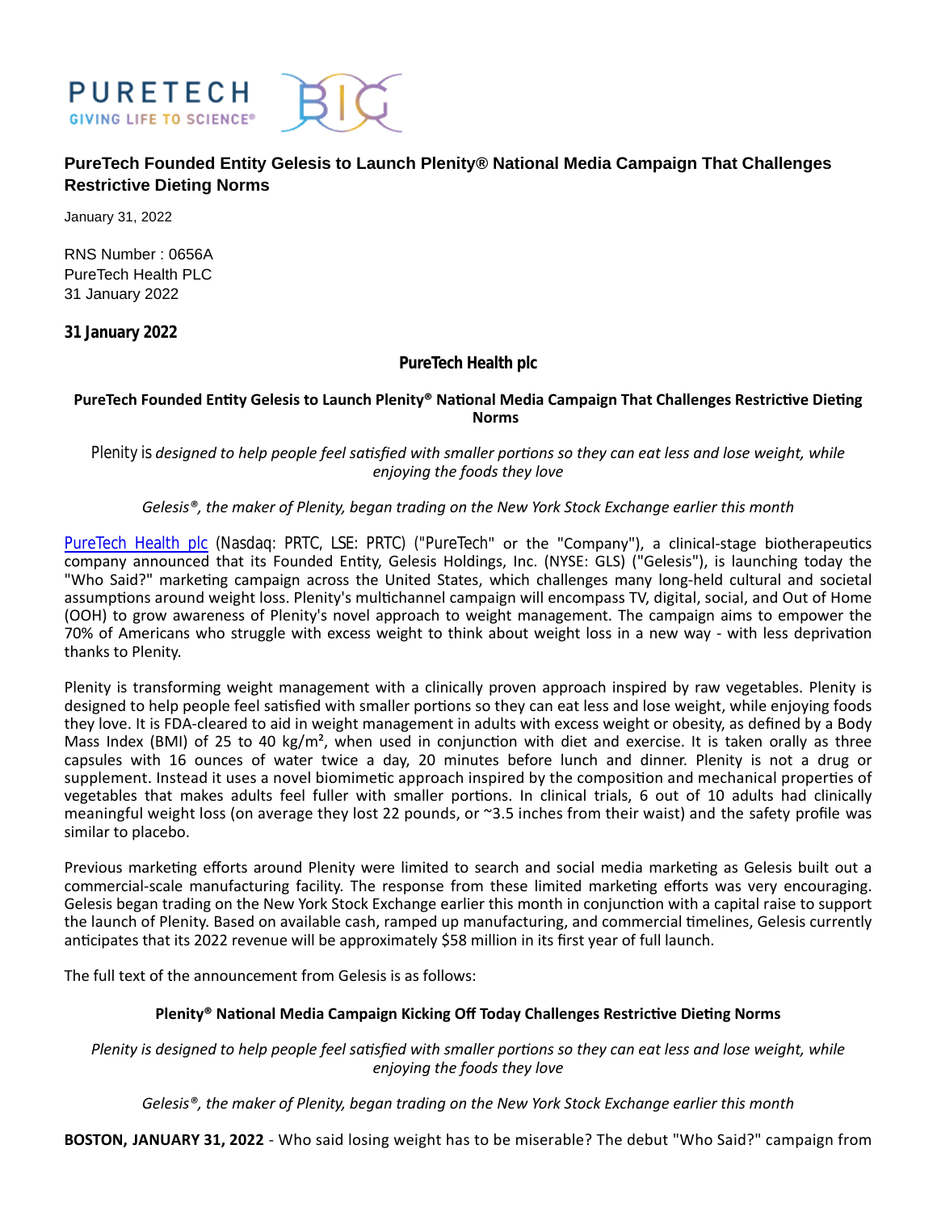PURETECH
GIVING LIFE TO SCIENCE®

## PureTech Founded Entity Gelesis to Launch Plenity® National Media Campaign That Challenges Restrictive Dieting Norms

January 31, 2022

RNS Number : 0656A
PureTech Health PLC
31 January 2022

**31 January 2022**

**PureTech Health plc**

**PureTech Founded Entity Gelesis to Launch Plenity® National Media Campaign That Challenges Restrictive Dieting Norms**

Plenity is *designed to help people feel satisfied with smaller portions so they can eat less and lose weight, while enjoying the foods they love*

*Gelesis®, the maker of Plenity, began trading on the New York Stock Exchange earlier this month*

PureTech Health plc (Nasdaq: PRTC, LSE: PRTC) ("PureTech" or the "Company"), a clinical-stage biotherapeutics company announced that its Founded Entity, Gelesis Holdings, Inc. (NYSE: GLS) ("Gelesis"), is launching today the "Who Said?" marketing campaign across the United States, which challenges many long-held cultural and societal assumptions around weight loss. Plenity's multichannel campaign will encompass TV, digital, social, and Out of Home (OOH) to grow awareness of Plenity's novel approach to weight management. The campaign aims to empower the 70% of Americans who struggle with excess weight to think about weight loss in a new way - with less deprivation thanks to Plenity.

Plenity is transforming weight management with a clinically proven approach inspired by raw vegetables. Plenity is designed to help people feel satisfied with smaller portions so they can eat less and lose weight, while enjoying foods they love. It is FDA-cleared to aid in weight management in adults with excess weight or obesity, as defined by a Body Mass Index (BMI) of 25 to 40 kg/m², when used in conjunction with diet and exercise. It is taken orally as three capsules with 16 ounces of water twice a day, 20 minutes before lunch and dinner. Plenity is not a drug or supplement. Instead it uses a novel biomimetic approach inspired by the composition and mechanical properties of vegetables that makes adults feel fuller with smaller portions. In clinical trials, 6 out of 10 adults had clinically meaningful weight loss (on average they lost 22 pounds, or ~3.5 inches from their waist) and the safety profile was similar to placebo.

Previous marketing efforts around Plenity were limited to search and social media marketing as Gelesis built out a commercial-scale manufacturing facility. The response from these limited marketing efforts was very encouraging. Gelesis began trading on the New York Stock Exchange earlier this month in conjunction with a capital raise to support the launch of Plenity. Based on available cash, ramped up manufacturing, and commercial timelines, Gelesis currently anticipates that its 2022 revenue will be approximately $58 million in its first year of full launch.

The full text of the announcement from Gelesis is as follows:

**Plenity® National Media Campaign Kicking Off Today Challenges Restrictive Dieting Norms**

*Plenity is designed to help people feel satisfied with smaller portions so they can eat less and lose weight, while enjoying the foods they love*

*Gelesis®, the maker of Plenity, began trading on the New York Stock Exchange earlier this month*

**BOSTON, JANUARY 31, 2022** - Who said losing weight has to be miserable? The debut "Who Said?" campaign from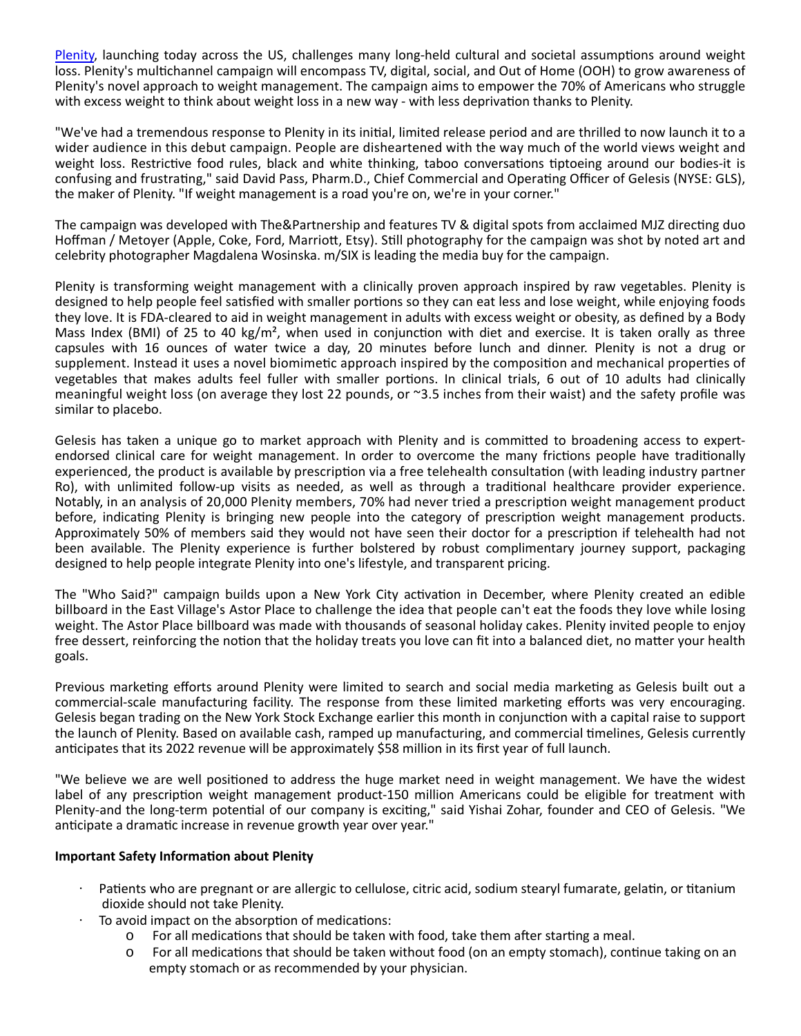Plenity, launching today across the US, challenges many long-held cultural and societal assumptions around weight loss. Plenity's multichannel campaign will encompass TV, digital, social, and Out of Home (OOH) to grow awareness of Plenity's novel approach to weight management. The campaign aims to empower the 70% of Americans who struggle with excess weight to think about weight loss in a new way - with less deprivation thanks to Plenity.

"We've had a tremendous response to Plenity in its initial, limited release period and are thrilled to now launch it to a wider audience in this debut campaign. People are disheartened with the way much of the world views weight and weight loss. Restrictive food rules, black and white thinking, taboo conversations tiptoeing around our bodies-it is confusing and frustrating," said David Pass, Pharm.D., Chief Commercial and Operating Officer of Gelesis (NYSE: GLS), the maker of Plenity. "If weight management is a road you're on, we're in your corner."

The campaign was developed with The&Partnership and features TV & digital spots from acclaimed MJZ directing duo Hoffman / Metoyer (Apple, Coke, Ford, Marriott, Etsy). Still photography for the campaign was shot by noted art and celebrity photographer Magdalena Wosinska. m/SIX is leading the media buy for the campaign.

Plenity is transforming weight management with a clinically proven approach inspired by raw vegetables. Plenity is designed to help people feel satisfied with smaller portions so they can eat less and lose weight, while enjoying foods they love. It is FDA-cleared to aid in weight management in adults with excess weight or obesity, as defined by a Body Mass Index (BMI) of 25 to 40 $kg/m^2$, when used in conjunction with diet and exercise. It is taken orally as three capsules with 16 ounces of water twice a day, 20 minutes before lunch and dinner. Plenity is not a drug or supplement. Instead it uses a novel biomimetic approach inspired by the composition and mechanical properties of vegetables that makes adults feel fuller with smaller portions. In clinical trials, 6 out of 10 adults had clinically meaningful weight loss (on average they lost 22 pounds, or ~3.5 inches from their waist) and the safety profile was similar to placebo.

Gelesis has taken a unique go to market approach with Plenity and is committed to broadening access to expert-endorsed clinical care for weight management. In order to overcome the many frictions people have traditionally experienced, the product is available by prescription via a free telehealth consultation (with leading industry partner Ro), with unlimited follow-up visits as needed, as well as through a traditional healthcare provider experience. Notably, in an analysis of 20,000 Plenity members, 70% had never tried a prescription weight management product before, indicating Plenity is bringing new people into the category of prescription weight management products. Approximately 50% of members said they would not have seen their doctor for a prescription if telehealth had not been available. The Plenity experience is further bolstered by robust complimentary journey support, packaging designed to help people integrate Plenity into one's lifestyle, and transparent pricing.

The "Who Said?" campaign builds upon a New York City activation in December, where Plenity created an edible billboard in the East Village's Astor Place to challenge the idea that people can't eat the foods they love while losing weight. The Astor Place billboard was made with thousands of seasonal holiday cakes. Plenity invited people to enjoy free dessert, reinforcing the notion that the holiday treats you love can fit into a balanced diet, no matter your health goals.

Previous marketing efforts around Plenity were limited to search and social media marketing as Gelesis built out a commercial-scale manufacturing facility. The response from these limited marketing efforts was very encouraging. Gelesis began trading on the New York Stock Exchange earlier this month in conjunction with a capital raise to support the launch of Plenity. Based on available cash, ramped up manufacturing, and commercial timelines, Gelesis currently anticipates that its 2022 revenue will be approximately $58 million in its first year of full launch.

"We believe we are well positioned to address the huge market need in weight management. We have the widest label of any prescription weight management product-150 million Americans could be eligible for treatment with Plenity-and the long-term potential of our company is exciting," said Yishai Zohar, founder and CEO of Gelesis. "We anticipate a dramatic increase in revenue growth year over year."

**Important Safety Information about Plenity**

- Patients who are pregnant or are allergic to cellulose, citric acid, sodium stearyl fumarate, gelatin, or titanium dioxide should not take Plenity.
- To avoid impact on the absorption of medications:
  - For all medications that should be taken with food, take them after starting a meal.
  - For all medications that should be taken without food (on an empty stomach), continue taking on an empty stomach or as recommended by your physician.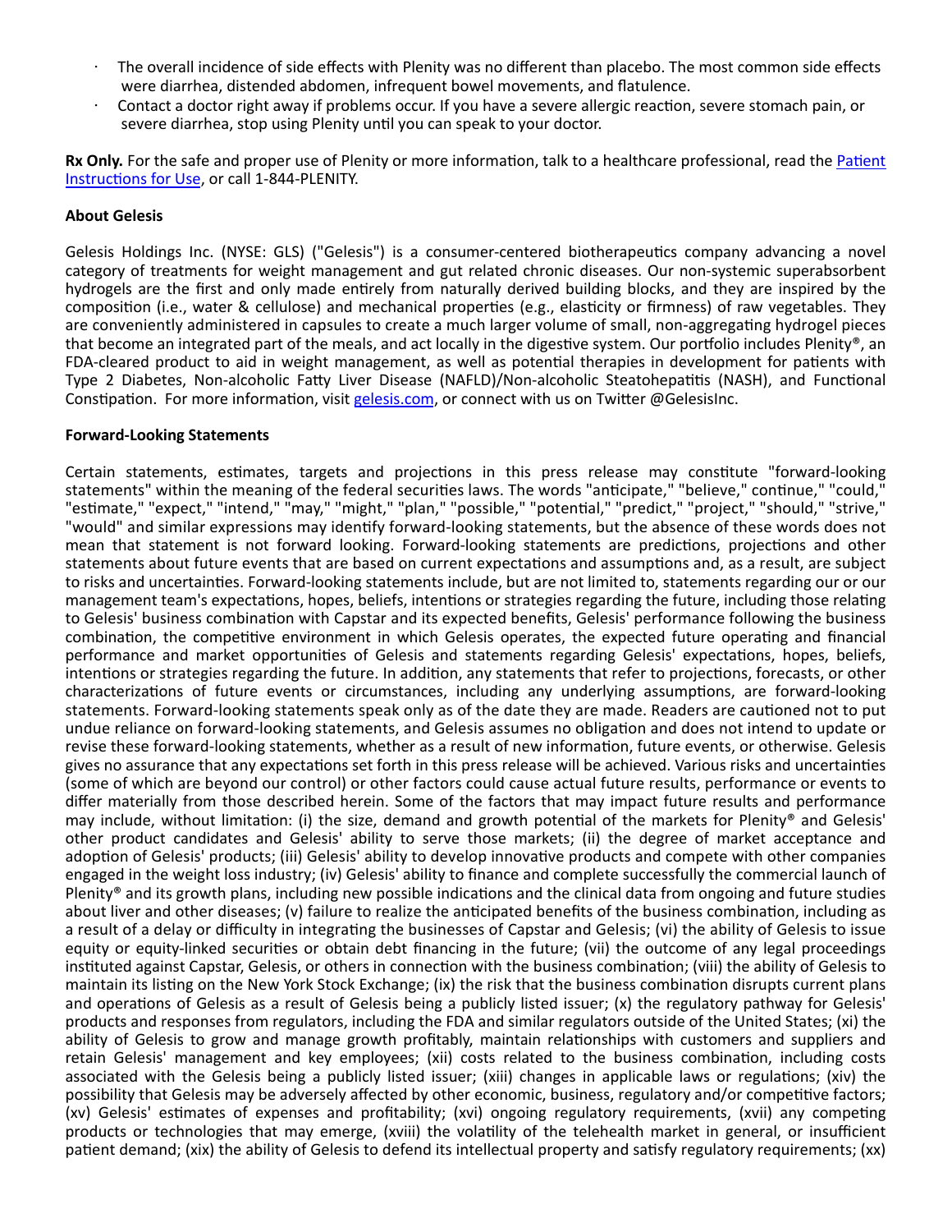- The overall incidence of side effects with Plenity was no different than placebo. The most common side effects were diarrhea, distended abdomen, infrequent bowel movements, and flatulence.
- Contact a doctor right away if problems occur. If you have a severe allergic reaction, severe stomach pain, or severe diarrhea, stop using Plenity until you can speak to your doctor.

**Rx Only.** For the safe and proper use of Plenity or more information, talk to a healthcare professional, read the Patient Instructions for Use, or call 1-844-PLENITY.

**About Gelesis**

Gelesis Holdings Inc. (NYSE: GLS) ("Gelesis") is a consumer-centered biotherapeutics company advancing a novel category of treatments for weight management and gut related chronic diseases. Our non-systemic superabsorbent hydrogels are the first and only made entirely from naturally derived building blocks, and they are inspired by the composition (i.e., water & cellulose) and mechanical properties (e.g., elasticity or firmness) of raw vegetables. They are conveniently administered in capsules to create a much larger volume of small, non-aggregating hydrogel pieces that become an integrated part of the meals, and act locally in the digestive system. Our portfolio includes Plenity®, an FDA-cleared product to aid in weight management, as well as potential therapies in development for patients with Type 2 Diabetes, Non-alcoholic Fatty Liver Disease (NAFLD)/Non-alcoholic Steatohepatitis (NASH), and Functional Constipation. For more information, visit gelesis.com, or connect with us on Twitter @GelesisInc.

**Forward-Looking Statements**

Certain statements, estimates, targets and projections in this press release may constitute "forward-looking statements" within the meaning of the federal securities laws. The words "anticipate," "believe," continue," "could," "estimate," "expect," "intend," "may," "might," "plan," "possible," "potential," "predict," "project," "should," "strive," "would" and similar expressions may identify forward-looking statements, but the absence of these words does not mean that statement is not forward looking. Forward-looking statements are predictions, projections and other statements about future events that are based on current expectations and assumptions and, as a result, are subject to risks and uncertainties. Forward-looking statements include, but are not limited to, statements regarding our or our management team's expectations, hopes, beliefs, intentions or strategies regarding the future, including those relating to Gelesis' business combination with Capstar and its expected benefits, Gelesis' performance following the business combination, the competitive environment in which Gelesis operates, the expected future operating and financial performance and market opportunities of Gelesis and statements regarding Gelesis' expectations, hopes, beliefs, intentions or strategies regarding the future. In addition, any statements that refer to projections, forecasts, or other characterizations of future events or circumstances, including any underlying assumptions, are forward-looking statements. Forward-looking statements speak only as of the date they are made. Readers are cautioned not to put undue reliance on forward-looking statements, and Gelesis assumes no obligation and does not intend to update or revise these forward-looking statements, whether as a result of new information, future events, or otherwise. Gelesis gives no assurance that any expectations set forth in this press release will be achieved. Various risks and uncertainties (some of which are beyond our control) or other factors could cause actual future results, performance or events to differ materially from those described herein. Some of the factors that may impact future results and performance may include, without limitation: (i) the size, demand and growth potential of the markets for Plenity® and Gelesis' other product candidates and Gelesis' ability to serve those markets; (ii) the degree of market acceptance and adoption of Gelesis' products; (iii) Gelesis' ability to develop innovative products and compete with other companies engaged in the weight loss industry; (iv) Gelesis' ability to finance and complete successfully the commercial launch of Plenity® and its growth plans, including new possible indications and the clinical data from ongoing and future studies about liver and other diseases; (v) failure to realize the anticipated benefits of the business combination, including as a result of a delay or difficulty in integrating the businesses of Capstar and Gelesis; (vi) the ability of Gelesis to issue equity or equity-linked securities or obtain debt financing in the future; (vii) the outcome of any legal proceedings instituted against Capstar, Gelesis, or others in connection with the business combination; (viii) the ability of Gelesis to maintain its listing on the New York Stock Exchange; (ix) the risk that the business combination disrupts current plans and operations of Gelesis as a result of Gelesis being a publicly listed issuer; (x) the regulatory pathway for Gelesis' products and responses from regulators, including the FDA and similar regulators outside of the United States; (xi) the ability of Gelesis to grow and manage growth profitably, maintain relationships with customers and suppliers and retain Gelesis' management and key employees; (xii) costs related to the business combination, including costs associated with the Gelesis being a publicly listed issuer; (xiii) changes in applicable laws or regulations; (xiv) the possibility that Gelesis may be adversely affected by other economic, business, regulatory and/or competitive factors; (xv) Gelesis' estimates of expenses and profitability; (xvi) ongoing regulatory requirements, (xvii) any competing products or technologies that may emerge, (xviii) the volatility of the telehealth market in general, or insufficient patient demand; (xix) the ability of Gelesis to defend its intellectual property and satisfy regulatory requirements; (xx)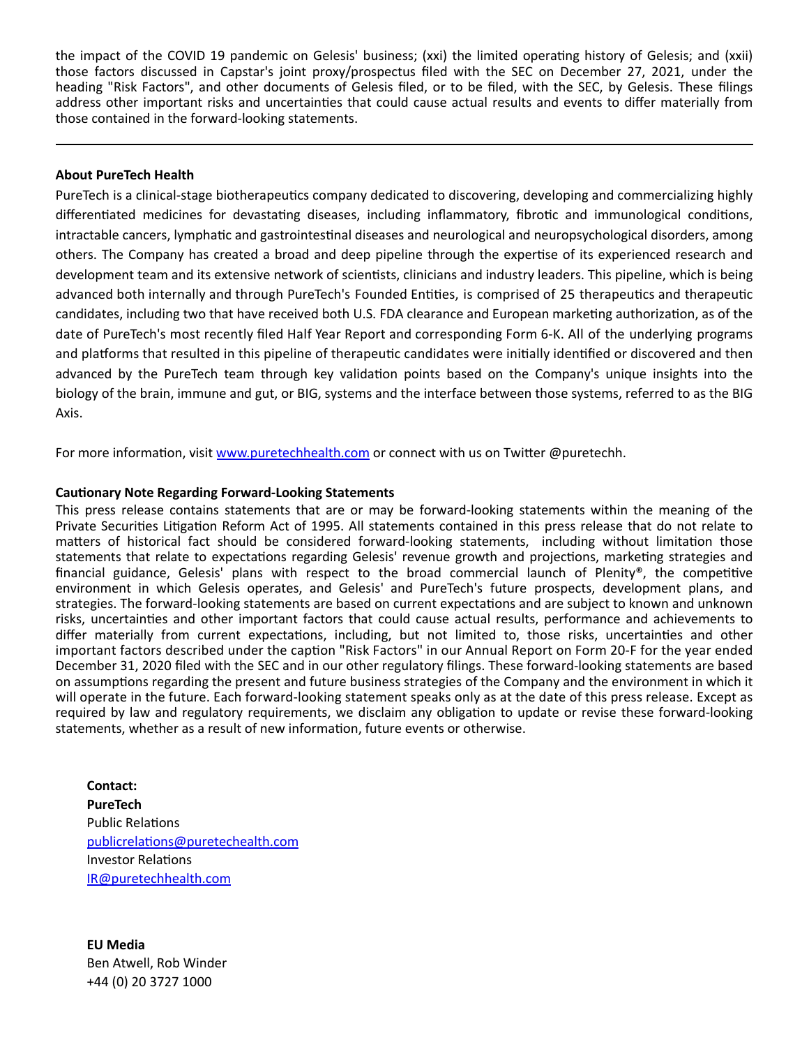the impact of the COVID 19 pandemic on Gelesis' business; (xxi) the limited operating history of Gelesis; and (xxii) those factors discussed in Capstar's joint proxy/prospectus filed with the SEC on December 27, 2021, under the heading "Risk Factors", and other documents of Gelesis filed, or to be filed, with the SEC, by Gelesis. These filings address other important risks and uncertainties that could cause actual results and events to differ materially from those contained in the forward-looking statements.

---

**About PureTech Health**

PureTech is a clinical-stage biotherapeutics company dedicated to discovering, developing and commercializing highly differentiated medicines for devastating diseases, including inflammatory, fibrotic and immunological conditions, intractable cancers, lymphatic and gastrointestinal diseases and neurological and neuropsychological disorders, among others. The Company has created a broad and deep pipeline through the expertise of its experienced research and development team and its extensive network of scientists, clinicians and industry leaders. This pipeline, which is being advanced both internally and through PureTech's Founded Entities, is comprised of 25 therapeutics and therapeutic candidates, including two that have received both U.S. FDA clearance and European marketing authorization, as of the date of PureTech's most recently filed Half Year Report and corresponding Form 6-K. All of the underlying programs and platforms that resulted in this pipeline of therapeutic candidates were initially identified or discovered and then advanced by the PureTech team through key validation points based on the Company's unique insights into the biology of the brain, immune and gut, or BIG, systems and the interface between those systems, referred to as the BIG Axis.

For more information, visit www.puretechhealth.com or connect with us on Twitter @puretechh.

**Cautionary Note Regarding Forward-Looking Statements**

This press release contains statements that are or may be forward-looking statements within the meaning of the Private Securities Litigation Reform Act of 1995. All statements contained in this press release that do not relate to matters of historical fact should be considered forward-looking statements, including without limitation those statements that relate to expectations regarding Gelesis' revenue growth and projections, marketing strategies and financial guidance, Gelesis' plans with respect to the broad commercial launch of Plenity®, the competitive environment in which Gelesis operates, and Gelesis' and PureTech's future prospects, development plans, and strategies. The forward-looking statements are based on current expectations and are subject to known and unknown risks, uncertainties and other important factors that could cause actual results, performance and achievements to differ materially from current expectations, including, but not limited to, those risks, uncertainties and other important factors described under the caption "Risk Factors" in our Annual Report on Form 20-F for the year ended December 31, 2020 filed with the SEC and in our other regulatory filings. These forward-looking statements are based on assumptions regarding the present and future business strategies of the Company and the environment in which it will operate in the future. Each forward-looking statement speaks only as at the date of this press release. Except as required by law and regulatory requirements, we disclaim any obligation to update or revise these forward-looking statements, whether as a result of new information, future events or otherwise.

**Contact:**
**PureTech**
Public Relations
publicrelations@puretechealth.com
Investor Relations
IR@puretechhealth.com

**EU Media**
Ben Atwell, Rob Winder
+44 (0) 20 3727 1000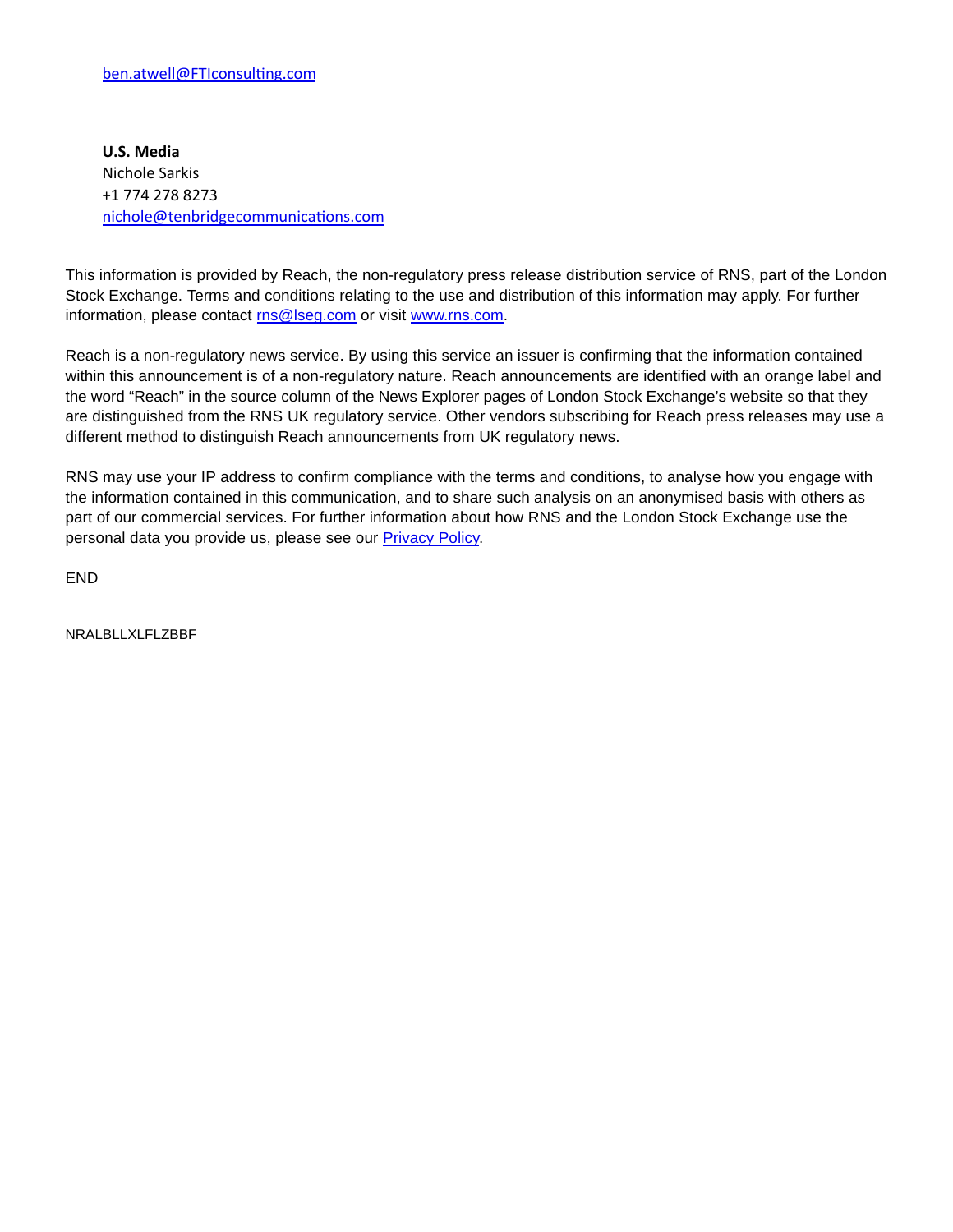ben.atwell@FTIconsulting.com

**U.S. Media**
Nichole Sarkis
+1 774 278 8273
nichole@tenbridgecommunications.com

This information is provided by Reach, the non-regulatory press release distribution service of RNS, part of the London Stock Exchange. Terms and conditions relating to the use and distribution of this information may apply. For further information, please contact rns@lseg.com or visit www.rns.com.

Reach is a non-regulatory news service. By using this service an issuer is confirming that the information contained within this announcement is of a non-regulatory nature. Reach announcements are identified with an orange label and the word “Reach” in the source column of the News Explorer pages of London Stock Exchange’s website so that they are distinguished from the RNS UK regulatory service. Other vendors subscribing for Reach press releases may use a different method to distinguish Reach announcements from UK regulatory news.

RNS may use your IP address to confirm compliance with the terms and conditions, to analyse how you engage with the information contained in this communication, and to share such analysis on an anonymised basis with others as part of our commercial services. For further information about how RNS and the London Stock Exchange use the personal data you provide us, please see our Privacy Policy.

END

NRALBLLXLFLZBBF